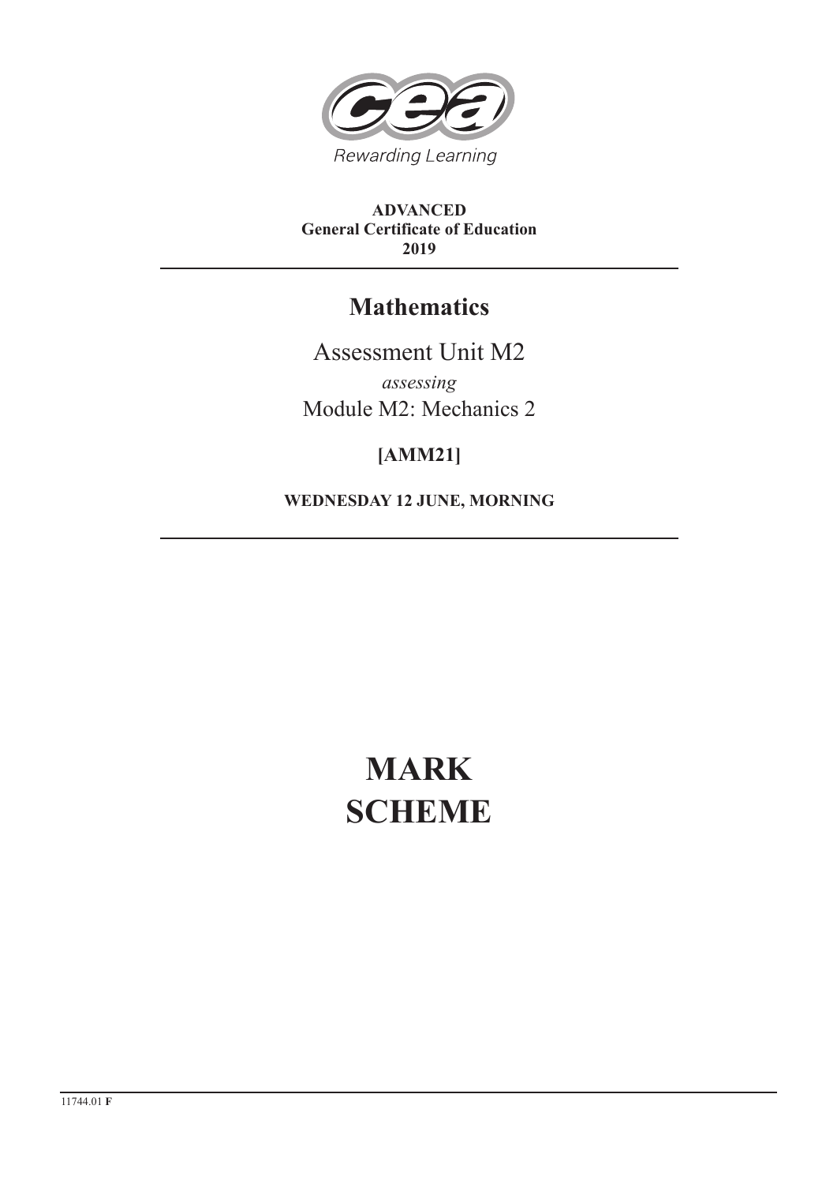Rewarding Learning

**ADVANCED**
**General Certificate of Education**
**2019**

# Mathematics

Assessment Unit M2

*assessing*

Module M2: Mechanics 2

**[AMM21]**

**WEDNESDAY 12 JUNE, MORNING**

# MARK SCHEME

11744.01 **F**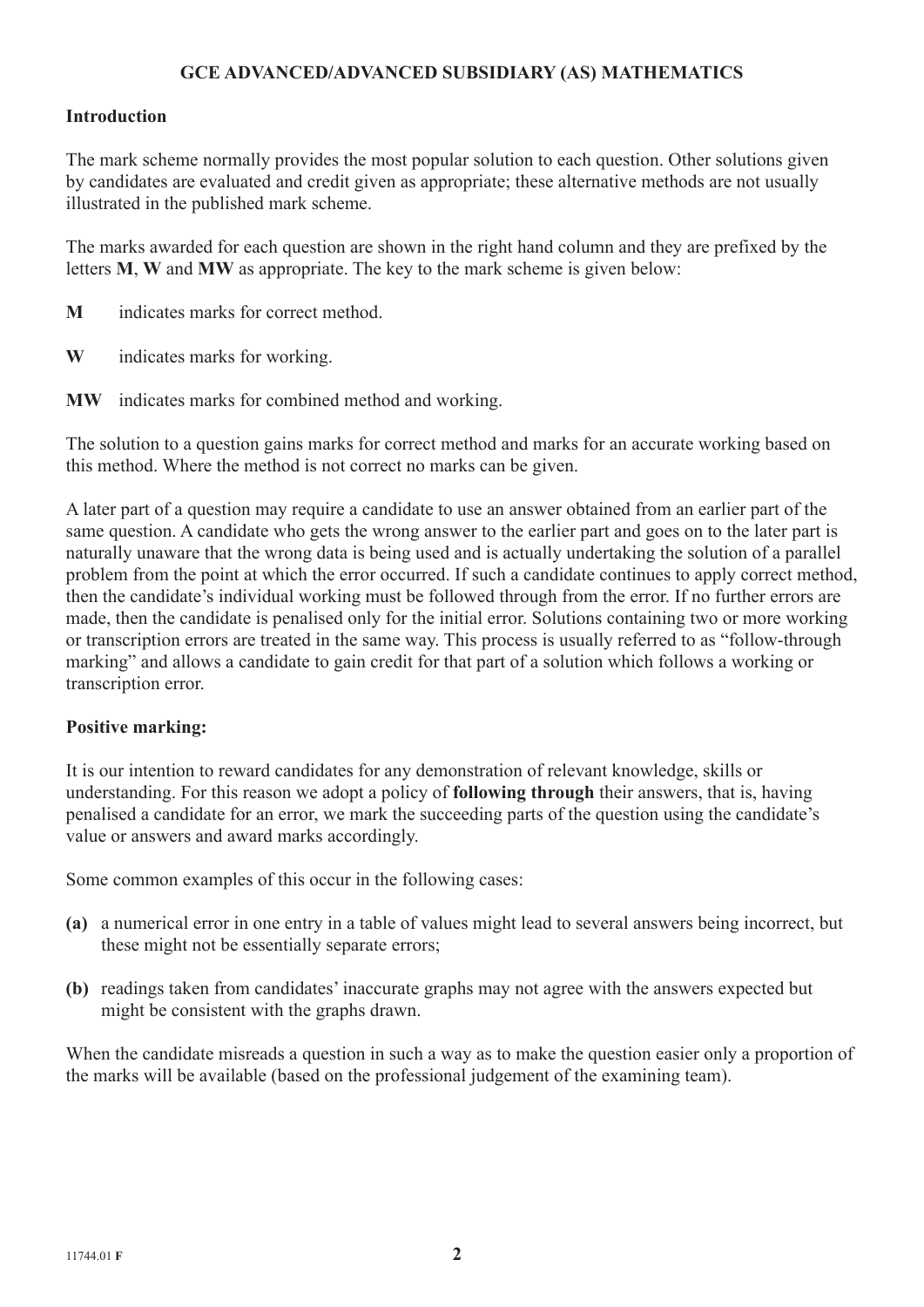# GCE ADVANCED/ADVANCED SUBSIDIARY (AS) MATHEMATICS

## Introduction

The mark scheme normally provides the most popular solution to each question. Other solutions given by candidates are evaluated and credit given as appropriate; these alternative methods are not usually illustrated in the published mark scheme.

The marks awarded for each question are shown in the right hand column and they are prefixed by the letters **M**, **W** and **MW** as appropriate. The key to the mark scheme is given below:

**M** indicates marks for correct method.

**W** indicates marks for working.

**MW** indicates marks for combined method and working.

The solution to a question gains marks for correct method and marks for an accurate working based on this method. Where the method is not correct no marks can be given.

A later part of a question may require a candidate to use an answer obtained from an earlier part of the same question. A candidate who gets the wrong answer to the earlier part and goes on to the later part is naturally unaware that the wrong data is being used and is actually undertaking the solution of a parallel problem from the point at which the error occurred. If such a candidate continues to apply correct method, then the candidate's individual working must be followed through from the error. If no further errors are made, then the candidate is penalised only for the initial error. Solutions containing two or more working or transcription errors are treated in the same way. This process is usually referred to as "follow-through marking" and allows a candidate to gain credit for that part of a solution which follows a working or transcription error.

## Positive marking:

It is our intention to reward candidates for any demonstration of relevant knowledge, skills or understanding. For this reason we adopt a policy of **following through** their answers, that is, having penalised a candidate for an error, we mark the succeeding parts of the question using the candidate's value or answers and award marks accordingly.

Some common examples of this occur in the following cases:

**(a)** a numerical error in one entry in a table of values might lead to several answers being incorrect, but these might not be essentially separate errors;

**(b)** readings taken from candidates' inaccurate graphs may not agree with the answers expected but might be consistent with the graphs drawn.

When the candidate misreads a question in such a way as to make the question easier only a proportion of the marks will be available (based on the professional judgement of the examining team).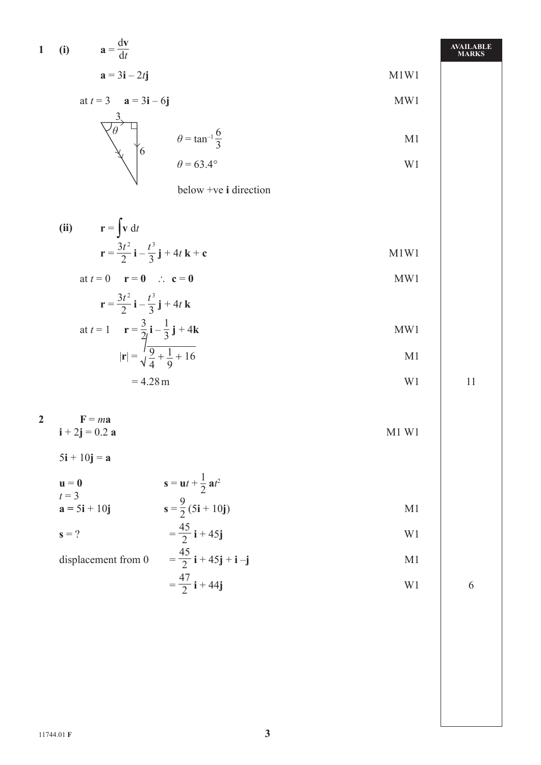| | | AVAILABLE MARKS |
|---|---|---|
| **1 (i)** $\mathbf{a} = \dfrac{\mathrm{d}\mathbf{v}}{\mathrm{d}t}$ | | |
| $\mathbf{a} = 3\mathbf{i} - 2t\mathbf{j}$ | M1W1 | |
| at $t = 3$ $\quad \mathbf{a} = 3\mathbf{i} - 6\mathbf{j}$ | MW1 | |
| (diagram: right-angled triangle with horizontal side 3, vertical side 6, angle $\theta$) $\theta = \tan^{-1}\dfrac{6}{3}$ | M1 | |
| $\theta = 63.4°$ | W1 | |
| below +ve **i** direction | | |
| **(ii)** $\mathbf{r} = \int \mathbf{v}\, \mathrm{d}t$ | | |
| $\mathbf{r} = \dfrac{3t^2}{2}\mathbf{i} - \dfrac{t^3}{3}\mathbf{j} + 4t\,\mathbf{k} + \mathbf{c}$ | M1W1 | |
| at $t = 0$ $\quad \mathbf{r} = \mathbf{0} \quad \therefore\ \mathbf{c} = \mathbf{0}$ | MW1 | |
| $\mathbf{r} = \dfrac{3t^2}{2}\mathbf{i} - \dfrac{t^3}{3}\mathbf{j} + 4t\,\mathbf{k}$ | | |
| at $t = 1$ $\quad \mathbf{r} = \dfrac{3}{2}\mathbf{i} - \dfrac{1}{3}\mathbf{j} + 4\mathbf{k}$ | MW1 | |
| $\lvert\mathbf{r}\rvert = \sqrt{\dfrac{9}{4} + \dfrac{1}{9} + 16}$ | M1 | |
| $= 4.28\,\text{m}$ | W1 | 11 |
| **2** $\quad \mathbf{F} = m\mathbf{a}$ | | |
| $\mathbf{i} + 2\mathbf{j} = 0.2\,\mathbf{a}$ | M1 W1 | |
| $5\mathbf{i} + 10\mathbf{j} = \mathbf{a}$ | | |
| $\mathbf{u} = \mathbf{0}$ $\quad \mathbf{s} = \mathbf{u}t + \dfrac{1}{2}\mathbf{a}t^2$ | | |
| $t = 3$ | | |
| $\mathbf{a} = 5\mathbf{i} + 10\mathbf{j}$ $\quad \mathbf{s} = \dfrac{9}{2}(5\mathbf{i} + 10\mathbf{j})$ | M1 | |
| $\mathbf{s} = ?$ $\quad = \dfrac{45}{2}\mathbf{i} + 45\mathbf{j}$ | W1 | |
| displacement from 0 $\quad = \dfrac{45}{2}\mathbf{i} + 45\mathbf{j} + \mathbf{i} - \mathbf{j}$ | M1 | |
| $= \dfrac{47}{2}\mathbf{i} + 44\mathbf{j}$ | W1 | 6 |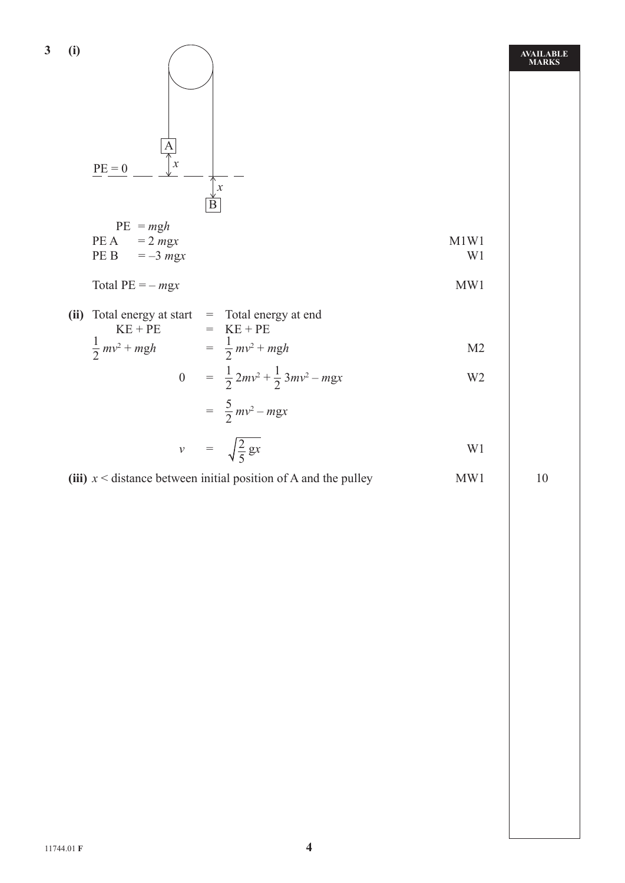**3 (i)**

PE = 0

| | | Marks |
|---|---|---|
| PE | $= mgh$ | |
| PE A | $= 2\,mgx$ | M1W1 |
| PE B | $= -3\,mgx$ | W1 |
| Total PE $= -\,mgx$ | | MW1 |

**(ii)** Total energy at start = Total energy at end

KE + PE = KE + PE

$$\frac{1}{2}mv^2 + mgh = \frac{1}{2}mv^2 + mgh \qquad \text{M2}$$

$$0 = \frac{1}{2}2mv^2 + \frac{1}{2}3mv^2 - mgx \qquad \text{W2}$$

$$= \frac{5}{2}mv^2 - mgx$$

$$v = \sqrt{\frac{2}{5}gx} \qquad \text{W1}$$

**(iii)** $x <$ distance between initial position of A and the pulley — MW1

AVAILABLE MARKS: 10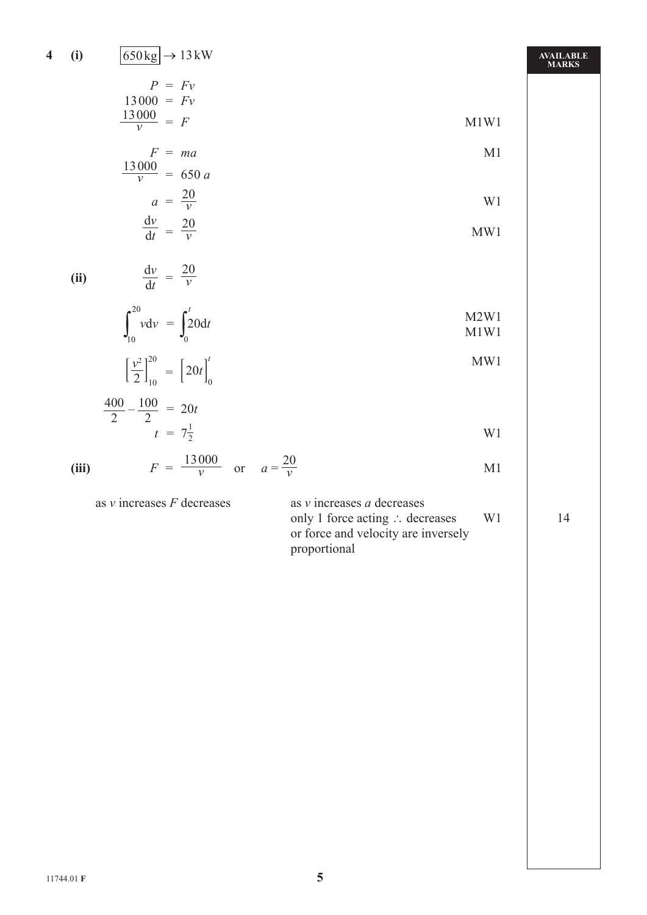**4 (i)** $\boxed{650\,\text{kg}} \rightarrow 13\,\text{kW}$

| | | AVAILABLE MARKS |
|---|---|---|
| $P = Fv$ | | |
| $13\,000 = Fv$ | | |
| $\dfrac{13\,000}{v} = F$ | M1W1 | |
| $F = ma$ | M1 | |
| $\dfrac{13\,000}{v} = 650\,a$ | | |
| $a = \dfrac{20}{v}$ | W1 | |
| $\dfrac{\mathrm{d}v}{\mathrm{d}t} = \dfrac{20}{v}$ | MW1 | |

**(ii)**

| | | |
|---|---|---|
| $\dfrac{\mathrm{d}v}{\mathrm{d}t} = \dfrac{20}{v}$ | | |
| $\displaystyle\int_{10}^{20} v\,\mathrm{d}v = \int_{0}^{t} 20\,\mathrm{d}t$ | M2W1 M1W1 | |
| $\left[\dfrac{v^2}{2}\right]_{10}^{20} = \Big[20t\Big]_{0}^{t}$ | MW1 | |
| $\dfrac{400}{2} - \dfrac{100}{2} = 20t$ | | |
| $t = 7\frac{1}{2}$ | W1 | |

**(iii)**

| | | |
|---|---|---|
| $F = \dfrac{13\,000}{v}$ or $a = \dfrac{20}{v}$ | M1 | |
| as $v$ increases $F$ decreases / as $v$ increases $a$ decreases / only 1 force acting $\therefore$ decreases / or force and velocity are inversely proportional | W1 | 14 |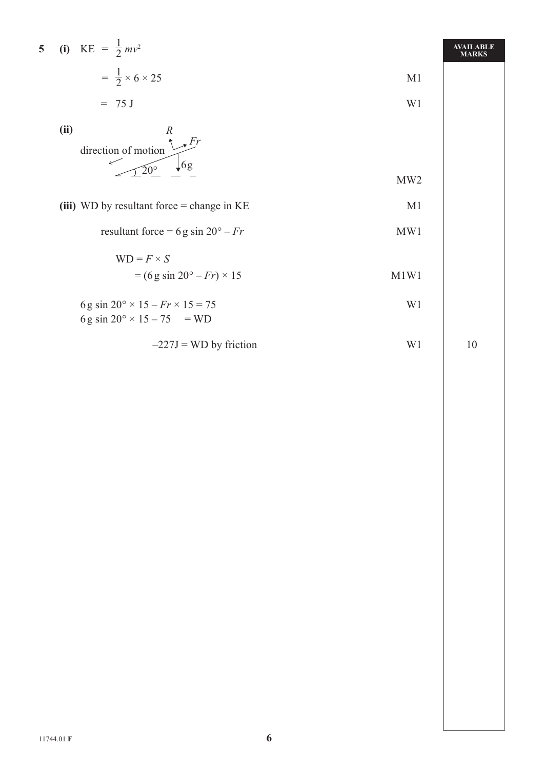**AVAILABLE MARKS**

**5** **(i)** KE $= \frac{1}{2}mv^2$

$= \frac{1}{2} \times 6 \times 25$ — M1

$= 75$ J — W1

**(ii)** Diagram: direction of motion (down slope), inclined plane at $20°$, forces $R$, $Fr$, $6g$ — MW2

**(iii)** WD by resultant force = change in KE — M1

resultant force $= 6g \sin 20° - Fr$ — MW1

WD $= F \times S$

$= (6g \sin 20° - Fr) \times 15$ — M1W1

$6g \sin 20° \times 15 - Fr \times 15 = 75$ — W1

$6g \sin 20° \times 15 - 75 \quad =$ WD

$-227$J = WD by friction — W1 — **10**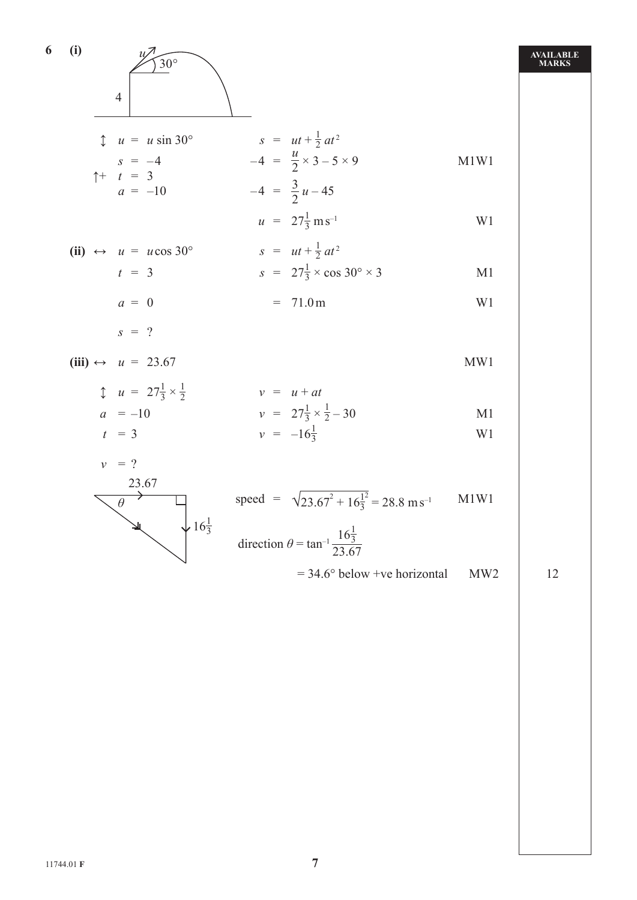**6 (i)**

↕ $u = u \sin 30°$ &nbsp;&nbsp;&nbsp;&nbsp; $s = ut + \frac{1}{2}at^2$

$s = -4$ &nbsp;&nbsp;&nbsp;&nbsp; $-4 = \frac{u}{2} \times 3 - 5 \times 9$ &nbsp;&nbsp;&nbsp;&nbsp; M1W1

↑+ $t = 3$

$a = -10$ &nbsp;&nbsp;&nbsp;&nbsp; $-4 = \frac{3}{2}u - 45$

$u = 27\frac{1}{3}\ \text{m s}^{-1}$ &nbsp;&nbsp;&nbsp;&nbsp; W1

**(ii)** ↔ $u = u \cos 30°$ &nbsp;&nbsp;&nbsp;&nbsp; $s = ut + \frac{1}{2}at^2$

$t = 3$ &nbsp;&nbsp;&nbsp;&nbsp; $s = 27\frac{1}{3} \times \cos 30° \times 3$ &nbsp;&nbsp;&nbsp;&nbsp; M1

$a = 0$ &nbsp;&nbsp;&nbsp;&nbsp; $= 71.0\ \text{m}$ &nbsp;&nbsp;&nbsp;&nbsp; W1

$s = ?$

**(iii)** ↔ $u = 23.67$ &nbsp;&nbsp;&nbsp;&nbsp; MW1

↕ $u = 27\frac{1}{3} \times \frac{1}{2}$ &nbsp;&nbsp;&nbsp;&nbsp; $v = u + at$

$a = -10$ &nbsp;&nbsp;&nbsp;&nbsp; $v = 27\frac{1}{3} \times \frac{1}{2} - 30$ &nbsp;&nbsp;&nbsp;&nbsp; M1

$t = 3$ &nbsp;&nbsp;&nbsp;&nbsp; $v = -16\frac{1}{3}$ &nbsp;&nbsp;&nbsp;&nbsp; W1

$v = ?$

speed $= \sqrt{23.67^2 + 16\frac{1}{3}^2} = 28.8\ \text{m s}^{-1}$ &nbsp;&nbsp;&nbsp;&nbsp; M1W1

direction $\theta = \tan^{-1}\dfrac{16\frac{1}{3}}{23.67}$

$= 34.6°$ below +ve horizontal &nbsp;&nbsp;&nbsp;&nbsp; MW2 &nbsp;&nbsp;&nbsp;&nbsp; 12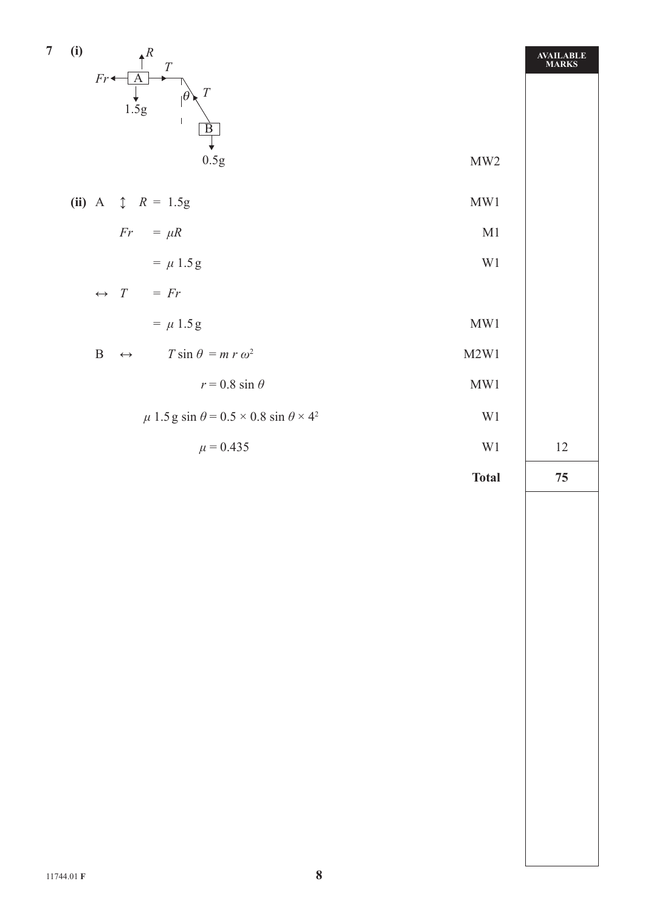7 (i)

R

Fr A T

1.5g

θ T

B

0.5g

MW2

| | | AVAILABLE MARKS |
|---|---|---|
| (ii) A ↕ $R = 1.5g$ | MW1 | |
| $Fr = \mu R$ | M1 | |
| $= \mu\, 1.5\, g$ | W1 | |
| ↔ $T = Fr$ | | |
| $= \mu\, 1.5\, g$ | MW1 | |
| B ↔ $T \sin\theta = m\, r\, \omega^2$ | M2W1 | |
| $r = 0.8 \sin\theta$ | MW1 | |
| $\mu\, 1.5\, g \sin\theta = 0.5 \times 0.8 \sin\theta \times 4^2$ | W1 | |
| $\mu = 0.435$ | W1 | 12 |
| | **Total** | **75** |